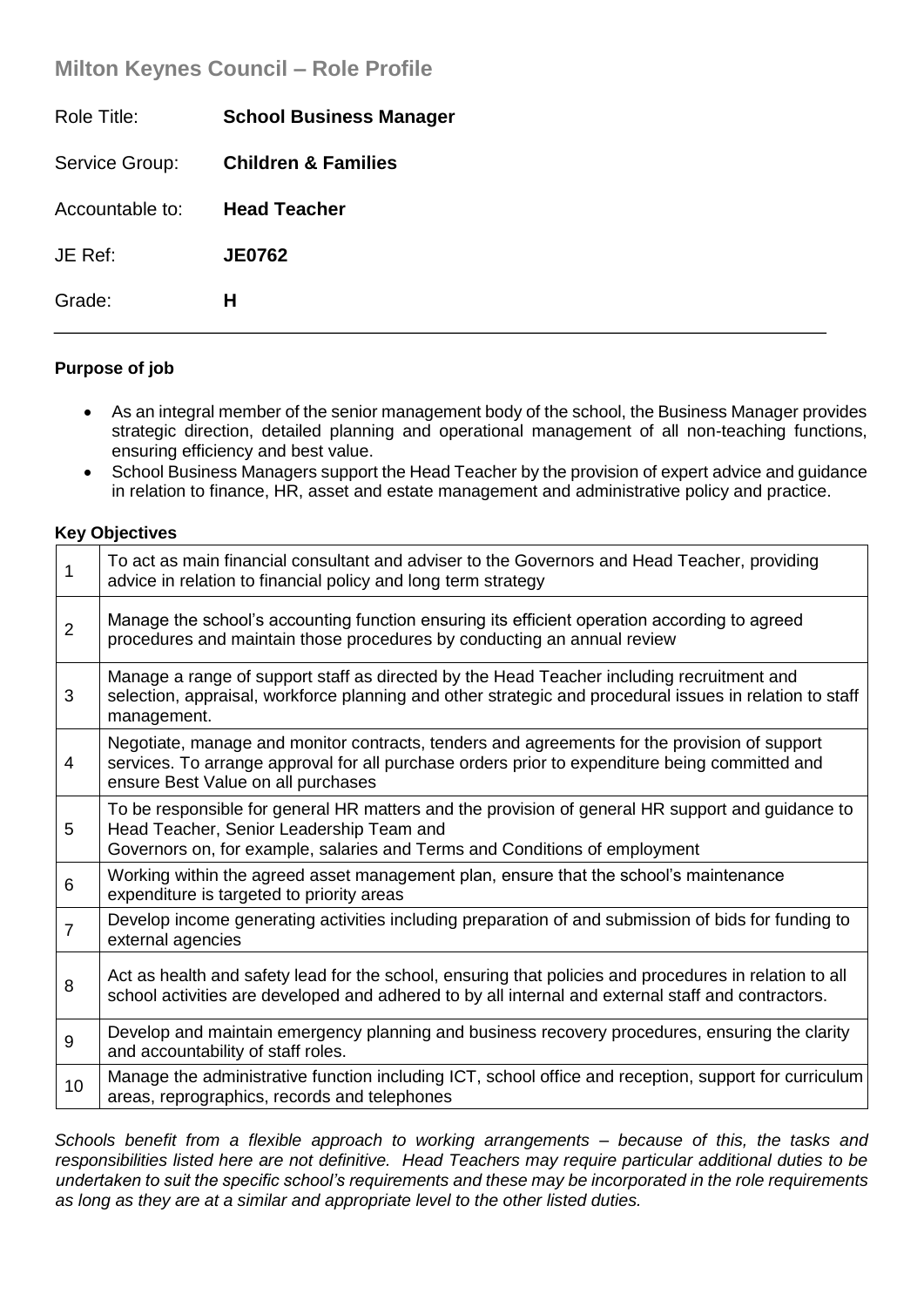# Milton Keynes Council – Role Profile

| | |
|---|---|
| Role Title: | **School Business Manager** |
| Service Group: | **Children & Families** |
| Accountable to: | **Head Teacher** |
| JE Ref: | **JE0762** |
| Grade: | **H** |

---

**Purpose of job**

- As an integral member of the senior management body of the school, the Business Manager provides strategic direction, detailed planning and operational management of all non-teaching functions, ensuring efficiency and best value.
- School Business Managers support the Head Teacher by the provision of expert advice and guidance in relation to finance, HR, asset and estate management and administrative policy and practice.

**Key Objectives**

| | |
|---|---|
| 1 | To act as main financial consultant and adviser to the Governors and Head Teacher, providing advice in relation to financial policy and long term strategy |
| 2 | Manage the school's accounting function ensuring its efficient operation according to agreed procedures and maintain those procedures by conducting an annual review |
| 3 | Manage a range of support staff as directed by the Head Teacher including recruitment and selection, appraisal, workforce planning and other strategic and procedural issues in relation to staff management. |
| 4 | Negotiate, manage and monitor contracts, tenders and agreements for the provision of support services. To arrange approval for all purchase orders prior to expenditure being committed and ensure Best Value on all purchases |
| 5 | To be responsible for general HR matters and the provision of general HR support and guidance to Head Teacher, Senior Leadership Team and Governors on, for example, salaries and Terms and Conditions of employment |
| 6 | Working within the agreed asset management plan, ensure that the school's maintenance expenditure is targeted to priority areas |
| 7 | Develop income generating activities including preparation of and submission of bids for funding to external agencies |
| 8 | Act as health and safety lead for the school, ensuring that policies and procedures in relation to all school activities are developed and adhered to by all internal and external staff and contractors. |
| 9 | Develop and maintain emergency planning and business recovery procedures, ensuring the clarity and accountability of staff roles. |
| 10 | Manage the administrative function including ICT, school office and reception, support for curriculum areas, reprographics, records and telephones |

*Schools benefit from a flexible approach to working arrangements – because of this, the tasks and responsibilities listed here are not definitive. Head Teachers may require particular additional duties to be undertaken to suit the specific school's requirements and these may be incorporated in the role requirements as long as they are at a similar and appropriate level to the other listed duties.*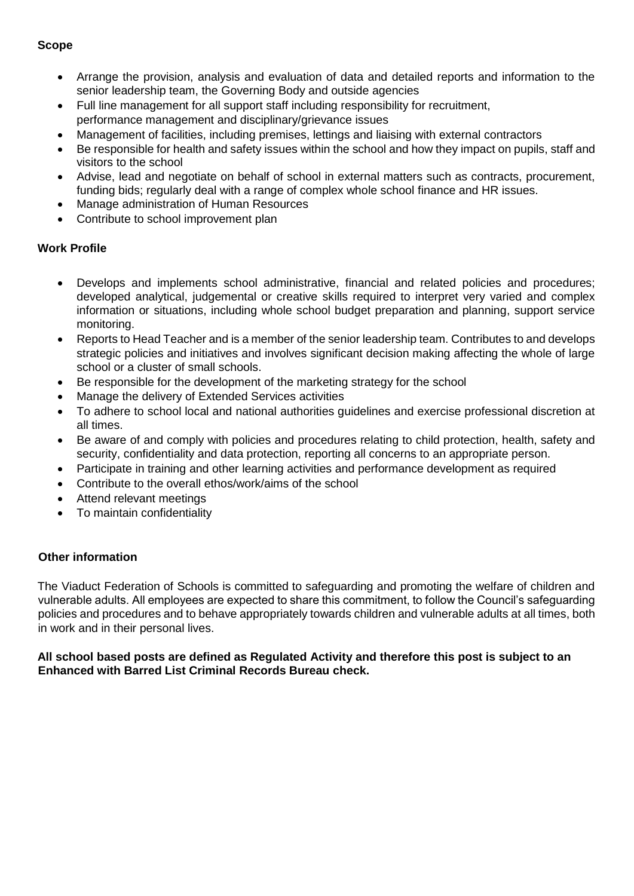**Scope**

- Arrange the provision, analysis and evaluation of data and detailed reports and information to the senior leadership team, the Governing Body and outside agencies
- Full line management for all support staff including responsibility for recruitment, performance management and disciplinary/grievance issues
- Management of facilities, including premises, lettings and liaising with external contractors
- Be responsible for health and safety issues within the school and how they impact on pupils, staff and visitors to the school
- Advise, lead and negotiate on behalf of school in external matters such as contracts, procurement, funding bids; regularly deal with a range of complex whole school finance and HR issues.
- Manage administration of Human Resources
- Contribute to school improvement plan

**Work Profile**

- Develops and implements school administrative, financial and related policies and procedures; developed analytical, judgemental or creative skills required to interpret very varied and complex information or situations, including whole school budget preparation and planning, support service monitoring.
- Reports to Head Teacher and is a member of the senior leadership team. Contributes to and develops strategic policies and initiatives and involves significant decision making affecting the whole of large school or a cluster of small schools.
- Be responsible for the development of the marketing strategy for the school
- Manage the delivery of Extended Services activities
- To adhere to school local and national authorities guidelines and exercise professional discretion at all times.
- Be aware of and comply with policies and procedures relating to child protection, health, safety and security, confidentiality and data protection, reporting all concerns to an appropriate person.
- Participate in training and other learning activities and performance development as required
- Contribute to the overall ethos/work/aims of the school
- Attend relevant meetings
- To maintain confidentiality

**Other information**

The Viaduct Federation of Schools is committed to safeguarding and promoting the welfare of children and vulnerable adults. All employees are expected to share this commitment, to follow the Council's safeguarding policies and procedures and to behave appropriately towards children and vulnerable adults at all times, both in work and in their personal lives.

**All school based posts are defined as Regulated Activity and therefore this post is subject to an Enhanced with Barred List Criminal Records Bureau check.**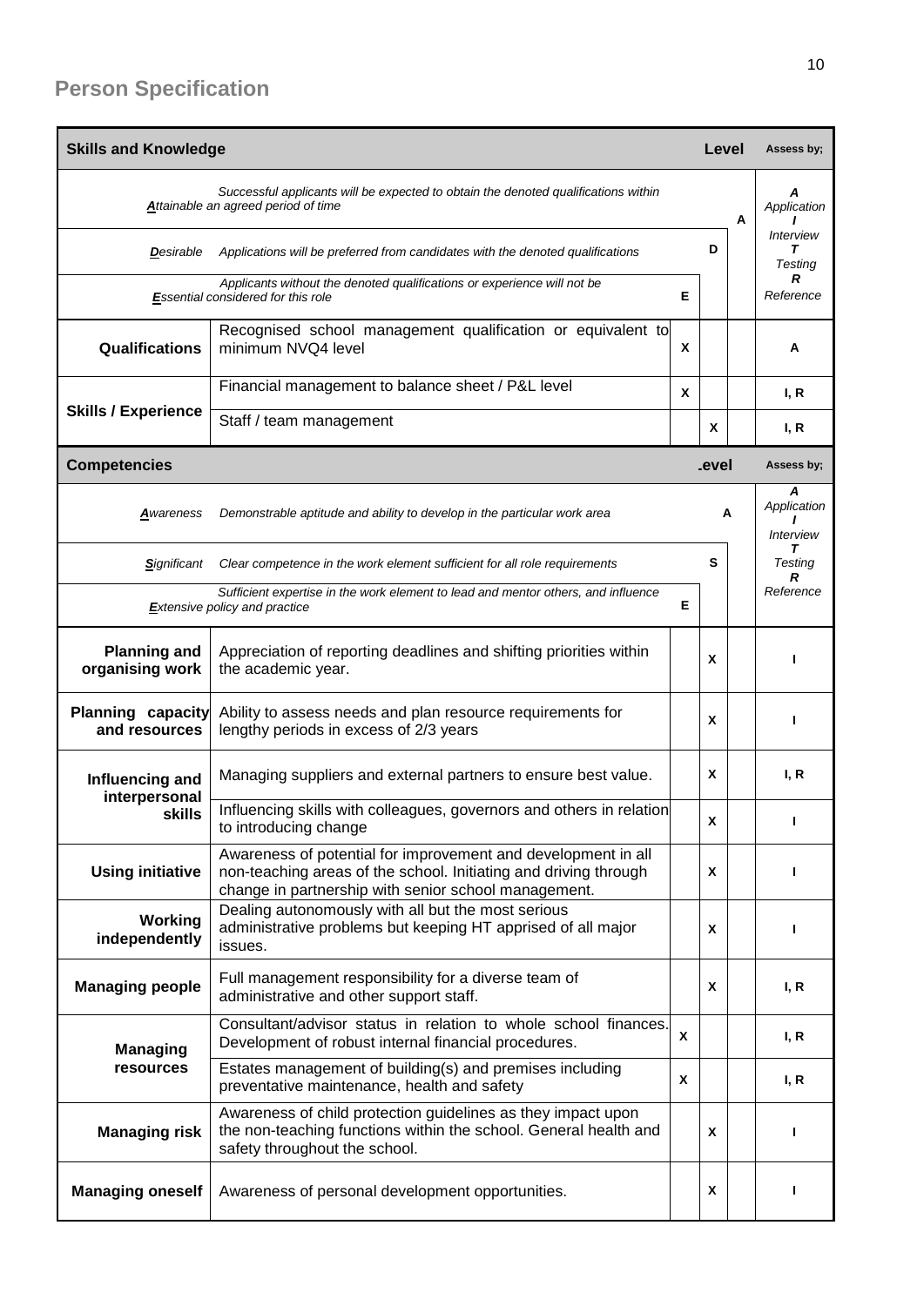## Person Specification

| Skills and Knowledge | | Level | | | Assess by; |
|---|---|---|---|---|---|
| ***A**ttainable* | *Successful applicants will be expected to obtain the denoted qualifications within an agreed period of time* | | | A | *A Application* *I Interview* *T Testing* *R Reference* |
| ***D**esirable* | *Applications will be preferred from candidates with the denoted qualifications* | | D | | |
| ***E**ssential* | *Applicants without the denoted qualifications or experience will not be considered for this role* | E | | | |
| **Qualifications** | Recognised school management qualification or equivalent to minimum NVQ4 level | X | | | A |
| **Skills / Experience** | Financial management to balance sheet / P&L level | X | | | I, R |
| | Staff / team management | | X | | I, R |
| **Competencies** | | Level | | | Assess by; |
| ***A**wareness* | *Demonstrable aptitude and ability to develop in the particular work area* | | | A | *A Application* *I Interview* *T Testing* *R Reference* |
| ***S**ignificant* | *Clear competence in the work element sufficient for all role requirements* | | S | | |
| ***E**xtensive* | *Sufficient expertise in the work element to lead and mentor others, and influence policy and practice* | E | | | |
| **Planning and organising work** | Appreciation of reporting deadlines and shifting priorities within the academic year. | | X | | I |
| **Planning capacity and resources** | Ability to assess needs and plan resource requirements for lengthy periods in excess of 2/3 years | | X | | I |
| **Influencing and interpersonal skills** | Managing suppliers and external partners to ensure best value. | | X | | I, R |
| | Influencing skills with colleagues, governors and others in relation to introducing change | | X | | I |
| **Using initiative** | Awareness of potential for improvement and development in all non-teaching areas of the school. Initiating and driving through change in partnership with senior school management. | | X | | I |
| **Working independently** | Dealing autonomously with all but the most serious administrative problems but keeping HT apprised of all major issues. | | X | | I |
| **Managing people** | Full management responsibility for a diverse team of administrative and other support staff. | | X | | I, R |
| **Managing resources** | Consultant/advisor status in relation to whole school finances. Development of robust internal financial procedures. | X | | | I, R |
| | Estates management of building(s) and premises including preventative maintenance, health and safety | X | | | I, R |
| **Managing risk** | Awareness of child protection guidelines as they impact upon the non-teaching functions within the school. General health and safety throughout the school. | | X | | I |
| **Managing oneself** | Awareness of personal development opportunities. | | X | | I |